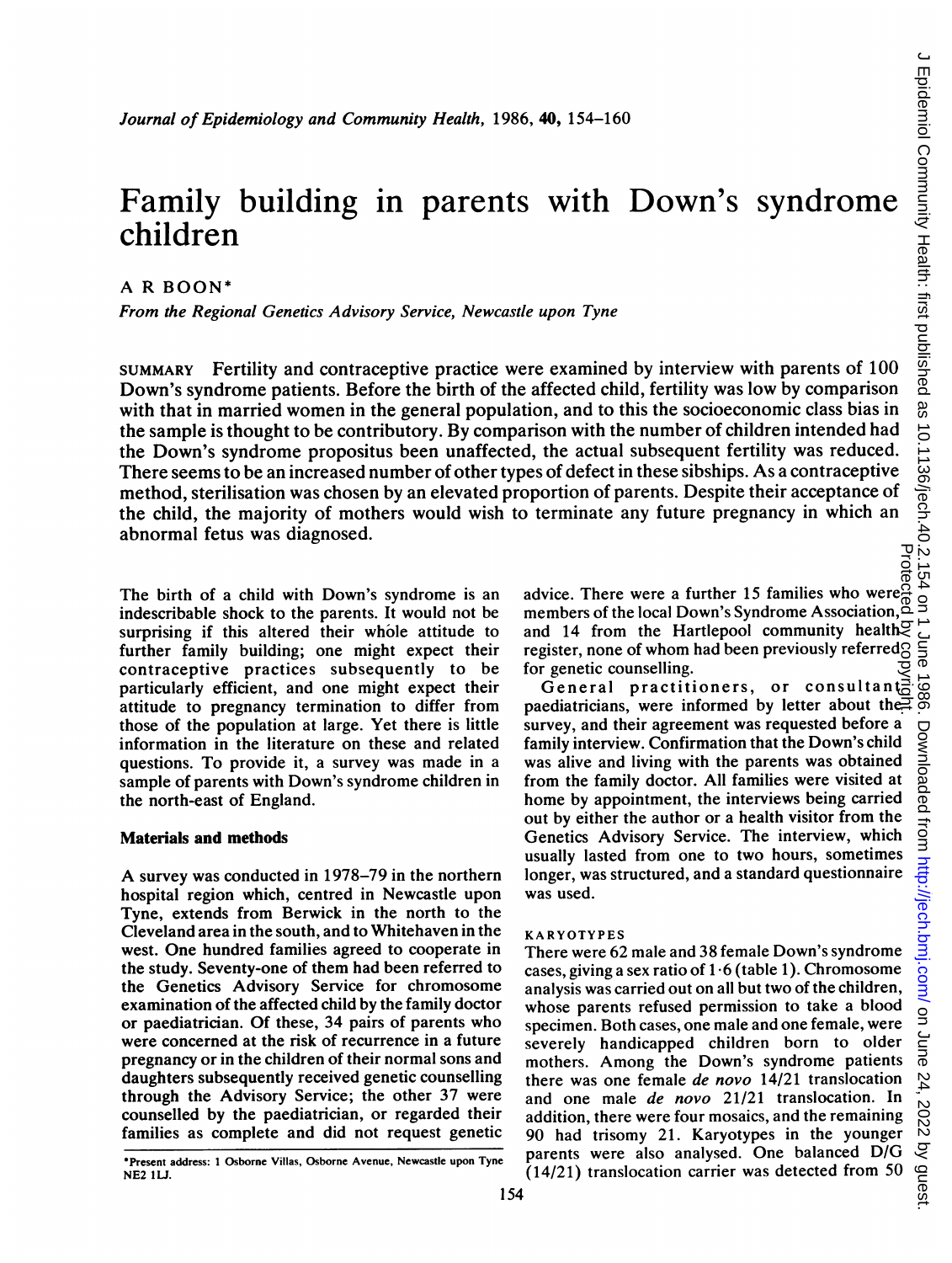# Family building in parents with Down's syndrome children

A R BOON*

*From the Regional Genetics Advisory Service, Newcastle upon Tyne*

SUMMARY Fertility and contraceptive practice were examined by interview with parents of 100 Down's syndrome patients. Before the birth of the affected child, fertility was low by comparison with that in married women in the general population, and to this the socioeconomic class bias in the sample is thought to be contributory. By comparison with the number of children intended had the Down's syndrome propositus been unaffected, the actual subsequent fertility was reduced. There seems to be an increased number of other types of defect in these sibships. As a contraceptive method, sterilisation was chosen by an elevated proportion of parents. Despite their acceptance of the child, the majority of mothers would wish to terminate any future pregnancy in which an abnormal fetus was diagnosed.

The birth of a child with Down's syndrome is an indescribable shock to the parents. It would not be surprising if this altered their whole attitude to further family building; one might expect their contraceptive practices subsequently to be particularly efficient, and one might expect their attitude to pregnancy termination to differ from those of the population at large. Yet there is little information in the literature on these and related questions. To provide it, a survey was made in a sample of parents with Down's syndrome children in the north-east of England.

## Materials and methods

A survey was conducted in 1978–79 in the northern hospital region which, centred in Newcastle upon Tyne, extends from Berwick in the north to the Cleveland area in the south, and to Whitehaven in the west. One hundred families agreed to cooperate in the study. Seventy-one of them had been referred to the Genetics Advisory Service for chromosome examination of the affected child by the family doctor or paediatrician. Of these, 34 pairs of parents who were concerned at the risk of recurrence in a future pregnancy or in the children of their normal sons and daughters subsequently received genetic counselling through the Advisory Service; the other 37 were counselled by the paediatrician, or regarded their families as complete and did not request genetic advice. There were a further 15 families who were members of the local Down's Syndrome Association, and 14 from the Hartlepool community health register, none of whom had been previously referred for genetic counselling.

General practitioners, or consultant paediatricians, were informed by letter about the survey, and their agreement was requested before a family interview. Confirmation that the Down's child was alive and living with the parents was obtained from the family doctor. All families were visited at home by appointment, the interviews being carried out by either the author or a health visitor from the Genetics Advisory Service. The interview, which usually lasted from one to two hours, sometimes longer, was structured, and a standard questionnaire was used.

### KARYOTYPES

There were 62 male and 38 female Down's syndrome cases, giving a sex ratio of 1·6 (table 1). Chromosome analysis was carried out on all but two of the children, whose parents refused permission to take a blood specimen. Both cases, one male and one female, were severely handicapped children born to older mothers. Among the Down's syndrome patients there was one female *de novo* 14/21 translocation and one male *de novo* 21/21 translocation. In addition, there were four mosaics, and the remaining 90 had trisomy 21. Karyotypes in the younger parents were also analysed. One balanced D/G (14/21) translocation carrier was detected from 50

*Present address: 1 Osborne Villas, Osborne Avenue, Newcastle upon Tyne NE2 1LJ.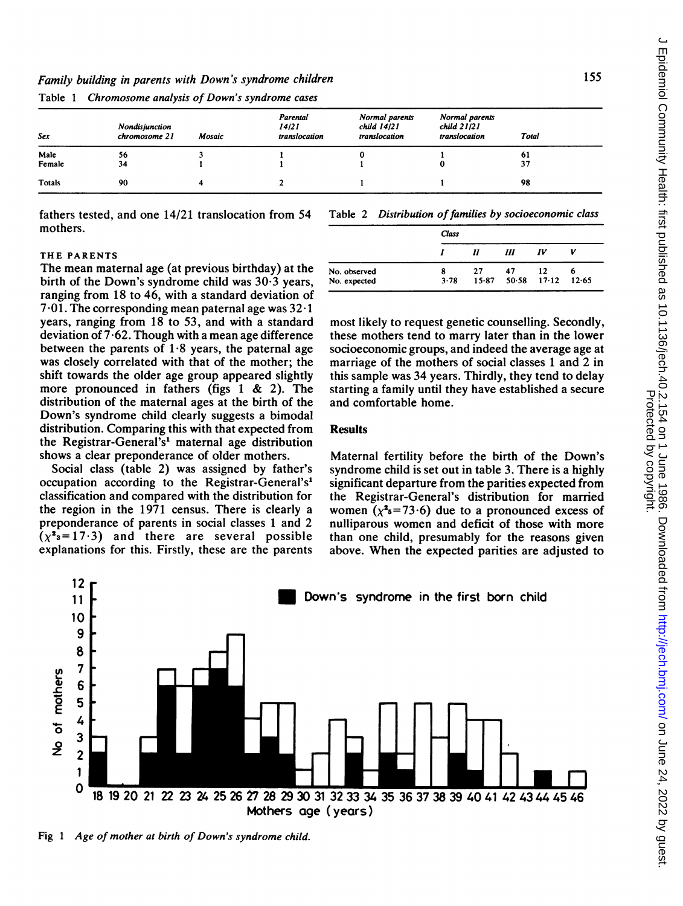Table 1 *Chromosome analysis of Down's syndrome cases*

| Sex | Nondisjunction chromosome 21 | Mosaic | Parental 14/21 translocation | Normal parents child 14/21 translocation | Normal parents child 21/21 translocation | Total |
|---|---|---|---|---|---|---|
| Male | 56 | 3 | 1 | 0 | 1 | 61 |
| Female | 34 | 1 | 1 | 1 | 0 | 37 |
| Totals | 90 | 4 | 2 | 1 | 1 | 98 |

fathers tested, and one 14/21 translocation from 54 mothers.

THE PARENTS

The mean maternal age (at previous birthday) at the birth of the Down's syndrome child was 30·3 years, ranging from 18 to 46, with a standard deviation of 7·01. The corresponding mean paternal age was 32·1 years, ranging from 18 to 53, and with a standard deviation of 7·62. Though with a mean age difference between the parents of 1·8 years, the paternal age was closely correlated with that of the mother; the shift towards the older age group appeared slightly more pronounced in fathers (figs 1 & 2). The distribution of the maternal ages at the birth of the Down's syndrome child clearly suggests a bimodal distribution. Comparing this with that expected from the Registrar-General's[1] maternal age distribution shows a clear preponderance of older mothers.

Social class (table 2) was assigned by father's occupation according to the Registrar-General's[1] classification and compared with the distribution for the region in the 1971 census. There is clearly a preponderance of parents in social classes 1 and 2 ($\chi^2_3=17\cdot3$) and there are several possible explanations for this. Firstly, these are the parents most likely to request genetic counselling. Secondly, these mothers tend to marry later than in the lower socioeconomic groups, and indeed the average age at marriage of the mothers of social classes 1 and 2 in this sample was 34 years. Thirdly, they tend to delay starting a family until they have established a secure and comfortable home.

Table 2 *Distribution of families by socioeconomic class*

| | Class I | II | III | IV | V |
|---|---|---|---|---|---|
| No. observed | 8 | 27 | 47 | 12 | 6 |
| No. expected | 3·78 | 15·87 | 50·58 | 17·12 | 12·65 |

## Results

Maternal fertility before the birth of the Down's syndrome child is set out in table 3. There is a highly significant departure from the parities expected from the Registrar-General's distribution for married women ($\chi^2_5=73\cdot6$) due to a pronounced excess of nulliparous women and deficit of those with more than one child, presumably for the reasons given above. When the expected parities are adjusted to

Fig 1 *Age of mother at birth of Down's syndrome child.*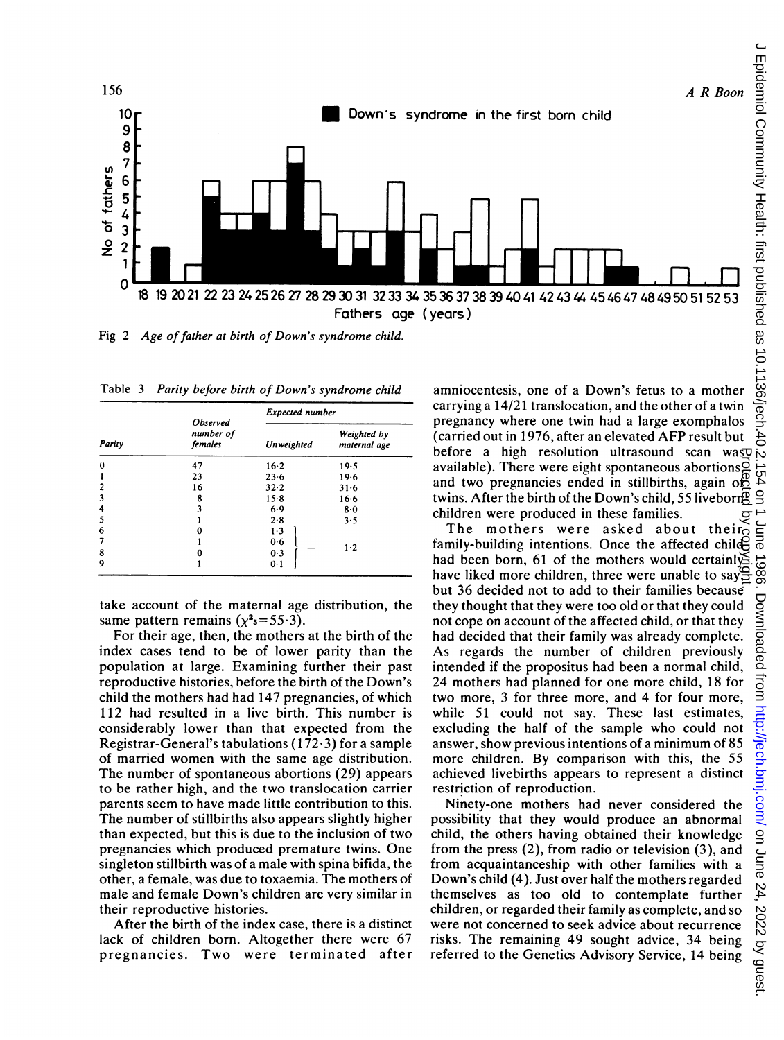Fig 2 *Age of father at birth of Down's syndrome child.*

Table 3 *Parity before birth of Down's syndrome child*

| Parity | Observed number of females | Expected number | |
|---|---|---|---|
| | | Unweighted | Weighted by maternal age |
| 0 | 47 | 16·2 | 19·5 |
| 1 | 23 | 23·6 | 19·6 |
| 2 | 16 | 32·2 | 31·6 |
| 3 | 8 | 15·8 | 16·6 |
| 4 | 3 | 6·9 | 8·0 |
| 5 | 1 | 2·8 | 3·5 |
| 6 | 0 | 1·3 | 1·2 |
| 7 | 1 | 0·6 | |
| 8 | 0 | 0·3 | |
| 9 | 1 | 0·1 | |

take account of the maternal age distribution, the same pattern remains ($\chi^2_5 = 55 \cdot 3$).

For their age, then, the mothers at the birth of the index cases tend to be of lower parity than the population at large. Examining further their past reproductive histories, before the birth of the Down's child the mothers had had 147 pregnancies, of which 112 had resulted in a live birth. This number is considerably lower than that expected from the Registrar-General's tabulations (172·3) for a sample of married women with the same age distribution. The number of spontaneous abortions (29) appears to be rather high, and the two translocation carrier parents seem to have made little contribution to this. The number of stillbirths also appears slightly higher than expected, but this is due to the inclusion of two pregnancies which produced premature twins. One singleton stillbirth was of a male with spina bifida, the other, a female, was due to toxaemia. The mothers of male and female Down's children are very similar in their reproductive histories.

After the birth of the index case, there is a distinct lack of children born. Altogether there were 67 pregnancies. Two were terminated after amniocentesis, one of a Down's fetus to a mother carrying a 14/21 translocation, and the other of a twin pregnancy where one twin had a large exomphalos (carried out in 1976, after an elevated AFP result but before a high resolution ultrasound scan was available). There were eight spontaneous abortions and two pregnancies ended in stillbirths, again of twins. After the birth of the Down's child, 55 liveborn children were produced in these families.

The mothers were asked about their family-building intentions. Once the affected child had been born, 61 of the mothers would certainly have liked more children, three were unable to say, but 36 decided not to add to their families because they thought that they were too old or that they could not cope on account of the affected child, or that they had decided that their family was already complete. As regards the number of children previously intended if the propositus had been a normal child, 24 mothers had planned for one more child, 18 for two more, 3 for three more, and 4 for four more, while 51 could not say. These last estimates, excluding the half of the sample who could not answer, show previous intentions of a minimum of 85 more children. By comparison with this, the 55 achieved livebirths appears to represent a distinct restriction of reproduction.

Ninety-one mothers had never considered the possibility that they would produce an abnormal child, the others having obtained their knowledge from the press (2), from radio or television (3), and from acquaintanceship with other families with a Down's child (4). Just over half the mothers regarded themselves as too old to contemplate further children, or regarded their family as complete, and so were not concerned to seek advice about recurrence risks. The remaining 49 sought advice, 34 being referred to the Genetics Advisory Service, 14 being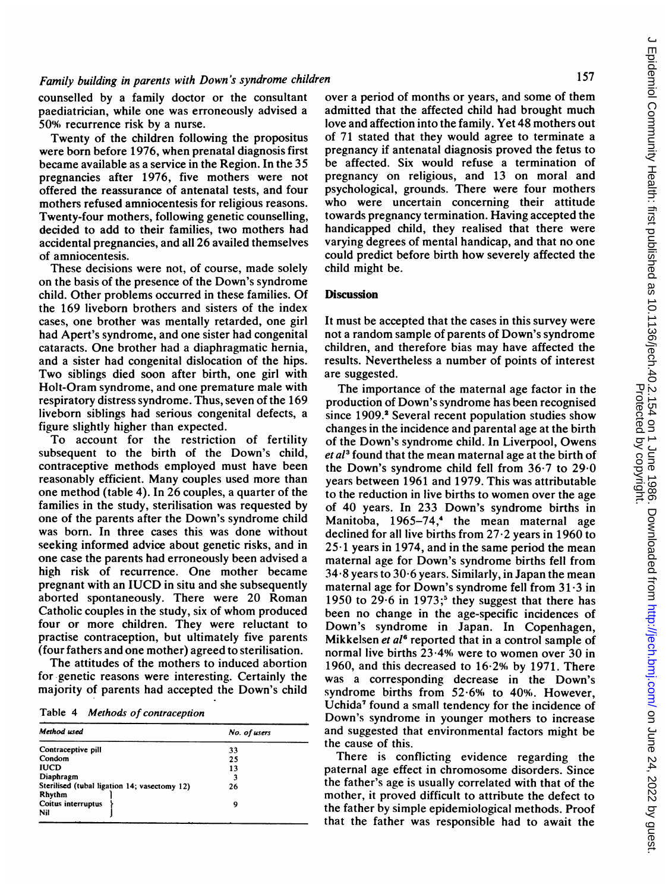counselled by a family doctor or the consultant paediatrician, while one was erroneously advised a 50% recurrence risk by a nurse.

Twenty of the children following the propositus were born before 1976, when prenatal diagnosis first became available as a service in the Region. In the 35 pregnancies after 1976, five mothers were not offered the reassurance of antenatal tests, and four mothers refused amniocentesis for religious reasons. Twenty-four mothers, following genetic counselling, decided to add to their families, two mothers had accidental pregnancies, and all 26 availed themselves of amniocentesis.

These decisions were not, of course, made solely on the basis of the presence of the Down's syndrome child. Other problems occurred in these families. Of the 169 liveborn brothers and sisters of the index cases, one brother was mentally retarded, one girl had Apert's syndrome, and one sister had congenital cataracts. One brother had a diaphragmatic hernia, and a sister had congenital dislocation of the hips. Two siblings died soon after birth, one girl with Holt-Oram syndrome, and one premature male with respiratory distress syndrome. Thus, seven of the 169 liveborn siblings had serious congenital defects, a figure slightly higher than expected.

To account for the restriction of fertility subsequent to the birth of the Down's child, contraceptive methods employed must have been reasonably efficient. Many couples used more than one method (table 4). In 26 couples, a quarter of the families in the study, sterilisation was requested by one of the parents after the Down's syndrome child was born. In three cases this was done without seeking informed advice about genetic risks, and in one case the parents had erroneously been advised a high risk of recurrence. One mother became pregnant with an IUCD in situ and she subsequently aborted spontaneously. There were 20 Roman Catholic couples in the study, six of whom produced four or more children. They were reluctant to practise contraception, but ultimately five parents (four fathers and one mother) agreed to sterilisation.

The attitudes of the mothers to induced abortion for genetic reasons were interesting. Certainly the majority of parents had accepted the Down's child over a period of months or years, and some of them admitted that the affected child had brought much love and affection into the family. Yet 48 mothers out of 71 stated that they would agree to terminate a pregnancy if antenatal diagnosis proved the fetus to be affected. Six would refuse a termination of pregnancy on religious, and 13 on moral and psychological, grounds. There were four mothers who were uncertain concerning their attitude towards pregnancy termination. Having accepted the handicapped child, they realised that there were varying degrees of mental handicap, and that no one could predict before birth how severely affected the child might be.

Table 4 *Methods of contraception*

| *Method used* | *No. of users* |
|---|---|
| Contraceptive pill | 33 |
| Condom | 25 |
| IUCD | 13 |
| Diaphragm | 3 |
| Sterilised (tubal ligation 14; vasectomy 12) | 26 |
| Rhythm / Coitus interruptus / Nil | 9 |

## Discussion

It must be accepted that the cases in this survey were not a random sample of parents of Down's syndrome children, and therefore bias may have affected the results. Nevertheless a number of points of interest are suggested.

The importance of the maternal age factor in the production of Down's syndrome has been recognised since 1909.[2] Several recent population studies show changes in the incidence and parental age at the birth of the Down's syndrome child. In Liverpool, Owens *et al*[3] found that the mean maternal age at the birth of the Down's syndrome child fell from 36·7 to 29·0 years between 1961 and 1979. This was attributable to the reduction in live births to women over the age of 40 years. In 233 Down's syndrome births in Manitoba, 1965–74,[4] the mean maternal age declined for all live births from 27·2 years in 1960 to 25·1 years in 1974, and in the same period the mean maternal age for Down's syndrome births fell from 34·8 years to 30·6 years. Similarly, in Japan the mean maternal age for Down's syndrome fell from 31·3 in 1950 to 29·6 in 1973;[5] they suggest that there has been no change in the age-specific incidences of Down's syndrome in Japan. In Copenhagen, Mikkelsen *et al*[6] reported that in a control sample of normal live births 23·4% were to women over 30 in 1960, and this decreased to 16·2% by 1971. There was a corresponding decrease in the Down's syndrome births from 52·6% to 40%. However, Uchida[7] found a small tendency for the incidence of Down's syndrome in younger mothers to increase and suggested that environmental factors might be the cause of this.

There is conflicting evidence regarding the paternal age effect in chromosome disorders. Since the father's age is usually correlated with that of the mother, it proved difficult to attribute the defect to the father by simple epidemiological methods. Proof that the father was responsible had to await the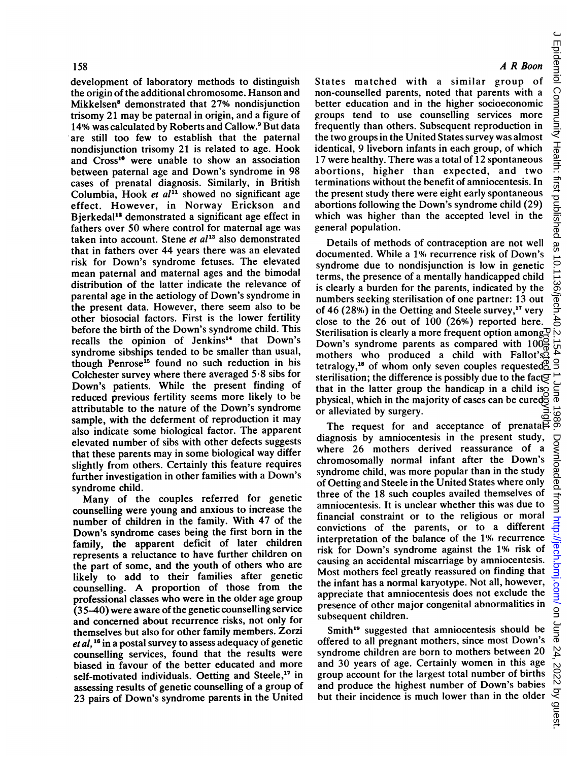development of laboratory methods to distinguish the origin of the additional chromosome. Hanson and Mikkelsen[8] demonstrated that 27% nondisjunction trisomy 21 may be paternal in origin, and a figure of 14% was calculated by Roberts and Callow.[9] But data are still too few to establish that the paternal nondisjunction trisomy 21 is related to age. Hook and Cross[10] were unable to show an association between paternal age and Down's syndrome in 98 cases of prenatal diagnosis. Similarly, in British Columbia, Hook *et al*[11] showed no significant age effect. However, in Norway Erickson and Bjerkedal[12] demonstrated a significant age effect in fathers over 50 where control for maternal age was taken into account. Stene *et al*[13] also demonstrated that in fathers over 44 years there was an elevated risk for Down's syndrome fetuses. The elevated mean paternal and maternal ages and the bimodal distribution of the latter indicate the relevance of parental age in the aetiology of Down's syndrome in the present data. However, there seem also to be other biosocial factors. First is the lower fertility before the birth of the Down's syndrome child. This recalls the opinion of Jenkins[14] that Down's syndrome sibships tended to be smaller than usual, though Penrose[15] found no such reduction in his Colchester survey where there averaged 5·8 sibs for Down's patients. While the present finding of reduced previous fertility seems more likely to be attributable to the nature of the Down's syndrome sample, with the deferment of reproduction it may also indicate some biological factor. The apparent elevated number of sibs with other defects suggests that these parents may in some biological way differ slightly from others. Certainly this feature requires further investigation in other families with a Down's syndrome child.

Many of the couples referred for genetic counselling were young and anxious to increase the number of children in the family. With 47 of the Down's syndrome cases being the first born in the family, the apparent deficit of later children represents a reluctance to have further children on the part of some, and the youth of others who are likely to add to their families after genetic counselling. A proportion of those from the professional classes who were in the older age group (35–40) were aware of the genetic counselling service and concerned about recurrence risks, not only for themselves but also for other family members. Zorzi *et al*,[16] in a postal survey to assess adequacy of genetic counselling services, found that the results were biased in favour of the better educated and more self-motivated individuals. Oetting and Steele,[17] in assessing results of genetic counselling of a group of 23 pairs of Down's syndrome parents in the United States matched with a similar group of non-counselled parents, noted that parents with a better education and in the higher socioeconomic groups tend to use counselling services more frequently than others. Subsequent reproduction in the two groups in the United States survey was almost identical, 9 liveborn infants in each group, of which 17 were healthy. There was a total of 12 spontaneous abortions, higher than expected, and two terminations without the benefit of amniocentesis. In the present study there were eight early spontaneous abortions following the Down's syndrome child (29) which was higher than the accepted level in the general population.

Details of methods of contraception are not well documented. While a 1% recurrence risk of Down's syndrome due to nondisjunction is low in genetic terms, the presence of a mentally handicapped child is clearly a burden for the parents, indicated by the numbers seeking sterilisation of one partner: 13 out of 46 (28%) in the Oetting and Steele survey,[17] very close to the 26 out of 100 (26%) reported here. Sterilisation is clearly a more frequent option among Down's syndrome parents as compared with 100 mothers who produced a child with Fallot's tetralogy,[18] of whom only seven couples requested sterilisation; the difference is possibly due to the fact that in the latter group the handicap in a child is physical, which in the majority of cases can be cured or alleviated by surgery.

The request for and acceptance of prenatal diagnosis by amniocentesis in the present study, where 26 mothers derived reassurance of a chromosomally normal infant after the Down's syndrome child, was more popular than in the study of Oetting and Steele in the United States where only three of the 18 such couples availed themselves of amniocentesis. It is unclear whether this was due to financial constraint or to the religious or moral convictions of the parents, or to a different interpretation of the balance of the 1% recurrence risk for Down's syndrome against the 1% risk of causing an accidental miscarriage by amniocentesis. Most mothers feel greatly reassured on finding that the infant has a normal karyotype. Not all, however, appreciate that amniocentesis does not exclude the presence of other major congenital abnormalities in subsequent children.

Smith[19] suggested that amniocentesis should be offered to all pregnant mothers, since most Down's syndrome children are born to mothers between 20 and 30 years of age. Certainly women in this age group account for the largest total number of births and produce the highest number of Down's babies but their incidence is much lower than in the older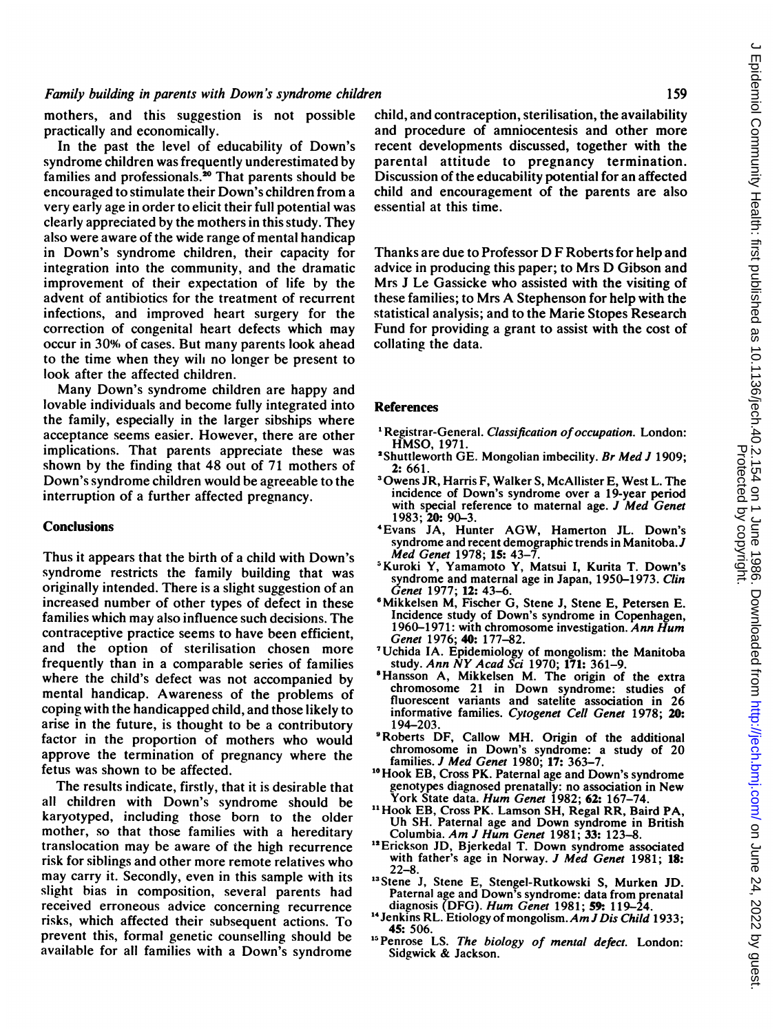mothers, and this suggestion is not possible practically and economically.

In the past the level of educability of Down's syndrome children was frequently underestimated by families and professionals.[20] That parents should be encouraged to stimulate their Down's children from a very early age in order to elicit their full potential was clearly appreciated by the mothers in this study. They also were aware of the wide range of mental handicap in Down's syndrome children, their capacity for integration into the community, and the dramatic improvement of their expectation of life by the advent of antibiotics for the treatment of recurrent infections, and improved heart surgery for the correction of congenital heart defects which may occur in 30% of cases. But many parents look ahead to the time when they will no longer be present to look after the affected children.

Many Down's syndrome children are happy and lovable individuals and become fully integrated into the family, especially in the larger sibships where acceptance seems easier. However, there are other implications. That parents appreciate these was shown by the finding that 48 out of 71 mothers of Down's syndrome children would be agreeable to the interruption of a further affected pregnancy.

## Conclusions

Thus it appears that the birth of a child with Down's syndrome restricts the family building that was originally intended. There is a slight suggestion of an increased number of other types of defect in these families which may also influence such decisions. The contraceptive practice seems to have been efficient, and the option of sterilisation chosen more frequently than in a comparable series of families where the child's defect was not accompanied by mental handicap. Awareness of the problems of coping with the handicapped child, and those likely to arise in the future, is thought to be a contributory factor in the proportion of mothers who would approve the termination of pregnancy where the fetus was shown to be affected.

The results indicate, firstly, that it is desirable that all children with Down's syndrome should be karyotyped, including those born to the older mother, so that those families with a hereditary translocation may be aware of the high recurrence risk for siblings and other more remote relatives who may carry it. Secondly, even in this sample with its slight bias in composition, several parents had received erroneous advice concerning recurrence risks, which affected their subsequent actions. To prevent this, formal genetic counselling should be available for all families with a Down's syndrome child, and contraception, sterilisation, the availability and procedure of amniocentesis and other more recent developments discussed, together with the parental attitude to pregnancy termination. Discussion of the educability potential for an affected child and encouragement of the parents are also essential at this time.

Thanks are due to Professor D F Roberts for help and advice in producing this paper; to Mrs D Gibson and Mrs J Le Gassicke who assisted with the visiting of these families; to Mrs A Stephenson for help with the statistical analysis; and to the Marie Stopes Research Fund for providing a grant to assist with the cost of collating the data.

## References

1. Registrar-General. *Classification of occupation*. London: HMSO, 1971.
2. Shuttleworth GE. Mongolian imbecility. *Br Med J* 1909; **2:** 661.
3. Owens JR, Harris F, Walker S, McAllister E, West L. The incidence of Down's syndrome over a 19-year period with special reference to maternal age. *J Med Genet* 1983; **20:** 90–3.
4. Evans JA, Hunter AGW, Hamerton JL. Down's syndrome and recent demographic trends in Manitoba. *J Med Genet* 1978; **15:** 43–7.
5. Kuroki Y, Yamamoto Y, Matsui I, Kurita T. Down's syndrome and maternal age in Japan, 1950–1973. *Clin Genet* 1977; **12:** 43–6.
6. Mikkelsen M, Fischer G, Stene J, Stene E, Petersen E. Incidence study of Down's syndrome in Copenhagen, 1960–1971: with chromosome investigation. *Ann Hum Genet* 1976; **40:** 177–82.
7. Uchida IA. Epidemiology of mongolism: the Manitoba study. *Ann NY Acad Sci* 1970; **171:** 361–9.
8. Hansson A, Mikkelsen M. The origin of the extra chromosome 21 in Down syndrome: studies of fluorescent variants and satelite association in 26 informative families. *Cytogenet Cell Genet* 1978; **20:** 194–203.
9. Roberts DF, Callow MH. Origin of the additional chromosome in Down's syndrome: a study of 20 families. *J Med Genet* 1980; **17:** 363–7.
10. Hook EB, Cross PK. Paternal age and Down's syndrome genotypes diagnosed prenatally: no association in New York State data. *Hum Genet* 1982; **62:** 167–74.
11. Hook EB, Cross PK. Lamson SH, Regal RR, Baird PA, Uh SH. Paternal age and Down syndrome in British Columbia. *Am J Hum Genet* 1981; **33:** 123–8.
12. Erickson JD, Bjerkedal T. Down syndrome associated with father's age in Norway. *J Med Genet* 1981; **18:** 22–8.
13. Stene J, Stene E, Stengel-Rutkowski S, Murken JD. Paternal age and Down's syndrome: data from prenatal diagnosis (DFG). *Hum Genet* 1981; **59:** 119–24.
14. Jenkins RL. Etiology of mongolism. *Am J Dis Child* 1933; **45:** 506.
15. Penrose LS. *The biology of mental defect*. London: Sidgwick & Jackson.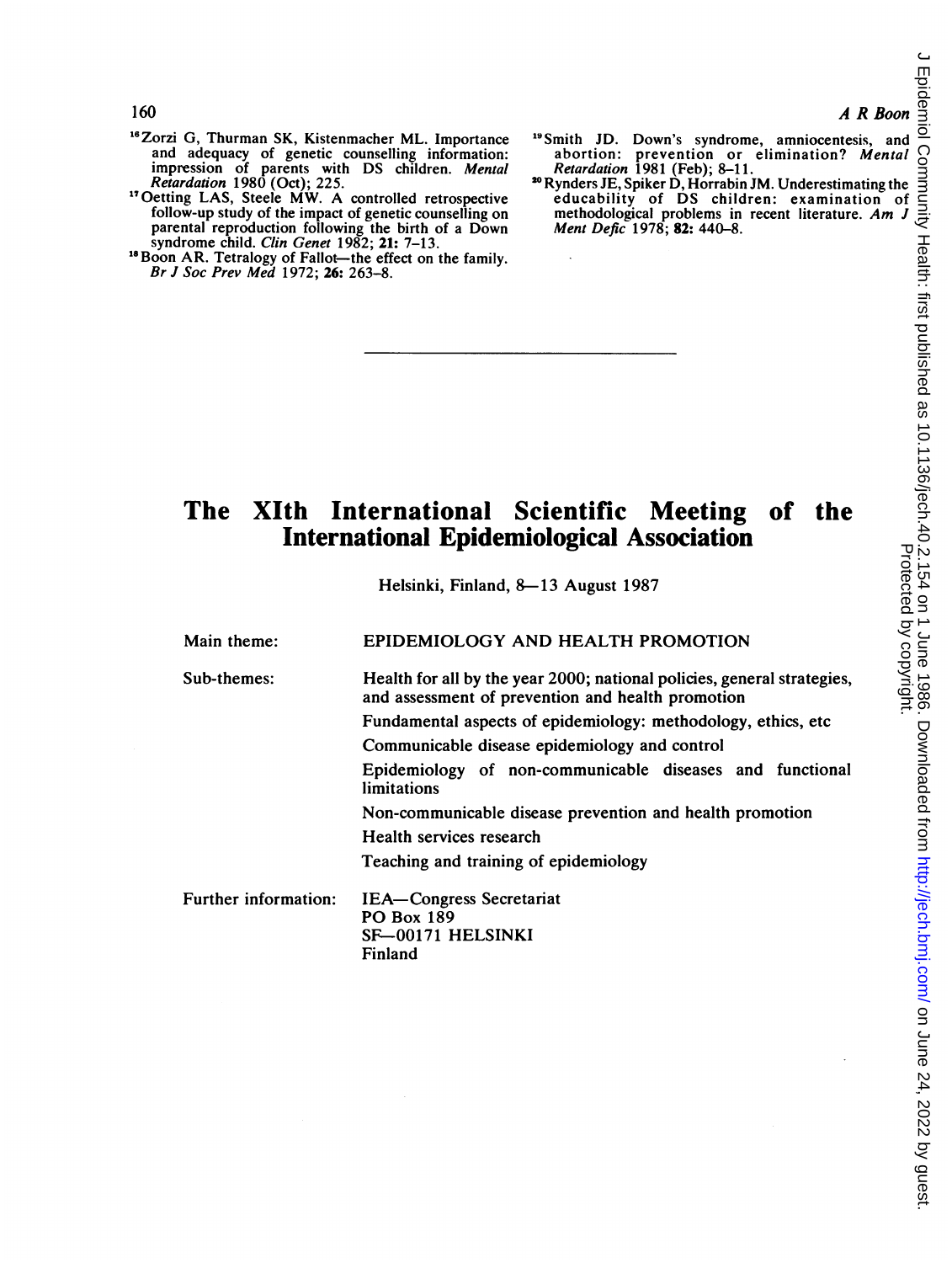[16] Zorzi G, Thurman SK, Kistenmacher ML. Importance and adequacy of genetic counselling information: impression of parents with DS children. *Mental Retardation* 1980 (Oct); 225.

[17] Oetting LAS, Steele MW. A controlled retrospective follow-up study of the impact of genetic counselling on parental reproduction following the birth of a Down syndrome child. *Clin Genet* 1982; **21:** 7–13.

[18] Boon AR. Tetralogy of Fallot—the effect on the family. *Br J Soc Prev Med* 1972; **26:** 263–8.

[19] Smith JD. Down's syndrome, amniocentesis, and abortion: prevention or elimination? *Mental Retardation* 1981 (Feb); 8–11.

[20] Rynders JE, Spiker D, Horrabin JM. Underestimating the educability of DS children: examination of methodological problems in recent literature. *Am J Ment Defic* 1978; **82:** 440–8.

---

# The XIth International Scientific Meeting of the International Epidemiological Association

Helsinki, Finland, 8—13 August 1987

Main theme: EPIDEMIOLOGY AND HEALTH PROMOTION

Sub-themes:

- Health for all by the year 2000; national policies, general strategies, and assessment of prevention and health promotion
- Fundamental aspects of epidemiology: methodology, ethics, etc
- Communicable disease epidemiology and control
- Epidemiology of non-communicable diseases and functional limitations
- Non-communicable disease prevention and health promotion
- Health services research
- Teaching and training of epidemiology

Further information:

IEA—Congress Secretariat
PO Box 189
SF—00171 HELSINKI
Finland